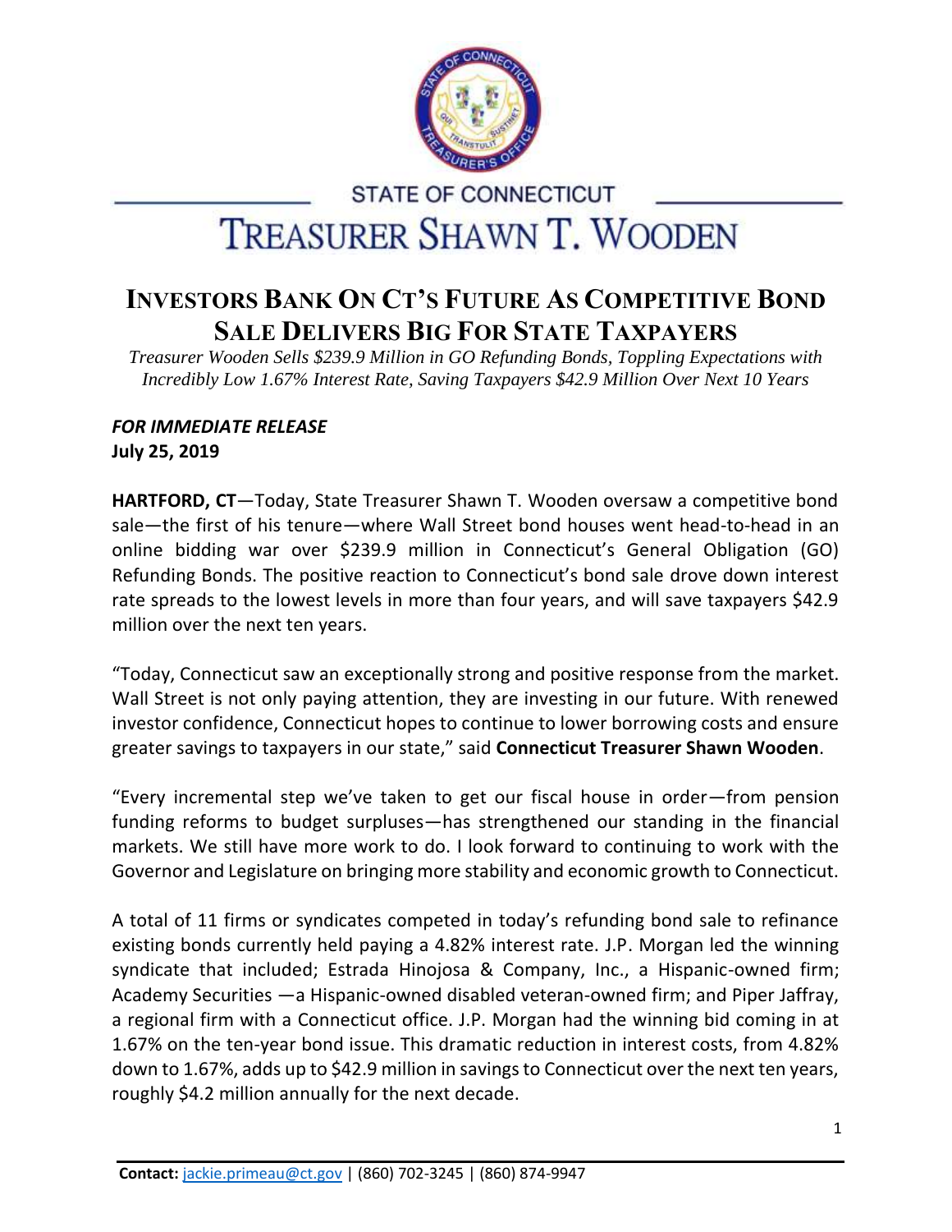STATE OF CONNECTICUT

# TREASURER SHAWN T. WOODEN

## INVESTORS BANK ON CT'S FUTURE AS COMPETITIVE BOND SALE DELIVERS BIG FOR STATE TAXPAYERS

*Treasurer Wooden Sells $239.9 Million in GO Refunding Bonds, Toppling Expectations with Incredibly Low 1.67% Interest Rate, Saving Taxpayers $42.9 Million Over Next 10 Years*

***FOR IMMEDIATE RELEASE***
**July 25, 2019**

**HARTFORD, CT**—Today, State Treasurer Shawn T. Wooden oversaw a competitive bond sale—the first of his tenure—where Wall Street bond houses went head-to-head in an online bidding war over $239.9 million in Connecticut's General Obligation (GO) Refunding Bonds. The positive reaction to Connecticut's bond sale drove down interest rate spreads to the lowest levels in more than four years, and will save taxpayers $42.9 million over the next ten years.

"Today, Connecticut saw an exceptionally strong and positive response from the market. Wall Street is not only paying attention, they are investing in our future. With renewed investor confidence, Connecticut hopes to continue to lower borrowing costs and ensure greater savings to taxpayers in our state," said **Connecticut Treasurer Shawn Wooden**.

"Every incremental step we've taken to get our fiscal house in order—from pension funding reforms to budget surpluses—has strengthened our standing in the financial markets. We still have more work to do. I look forward to continuing to work with the Governor and Legislature on bringing more stability and economic growth to Connecticut.

A total of 11 firms or syndicates competed in today's refunding bond sale to refinance existing bonds currently held paying a 4.82% interest rate. J.P. Morgan led the winning syndicate that included; Estrada Hinojosa & Company, Inc., a Hispanic-owned firm; Academy Securities —a Hispanic-owned disabled veteran-owned firm; and Piper Jaffray, a regional firm with a Connecticut office. J.P. Morgan had the winning bid coming in at 1.67% on the ten-year bond issue. This dramatic reduction in interest costs, from 4.82% down to 1.67%, adds up to $42.9 million in savings to Connecticut over the next ten years, roughly $4.2 million annually for the next decade.

**Contact:** jackie.primeau@ct.gov | (860) 702-3245 | (860) 874-9947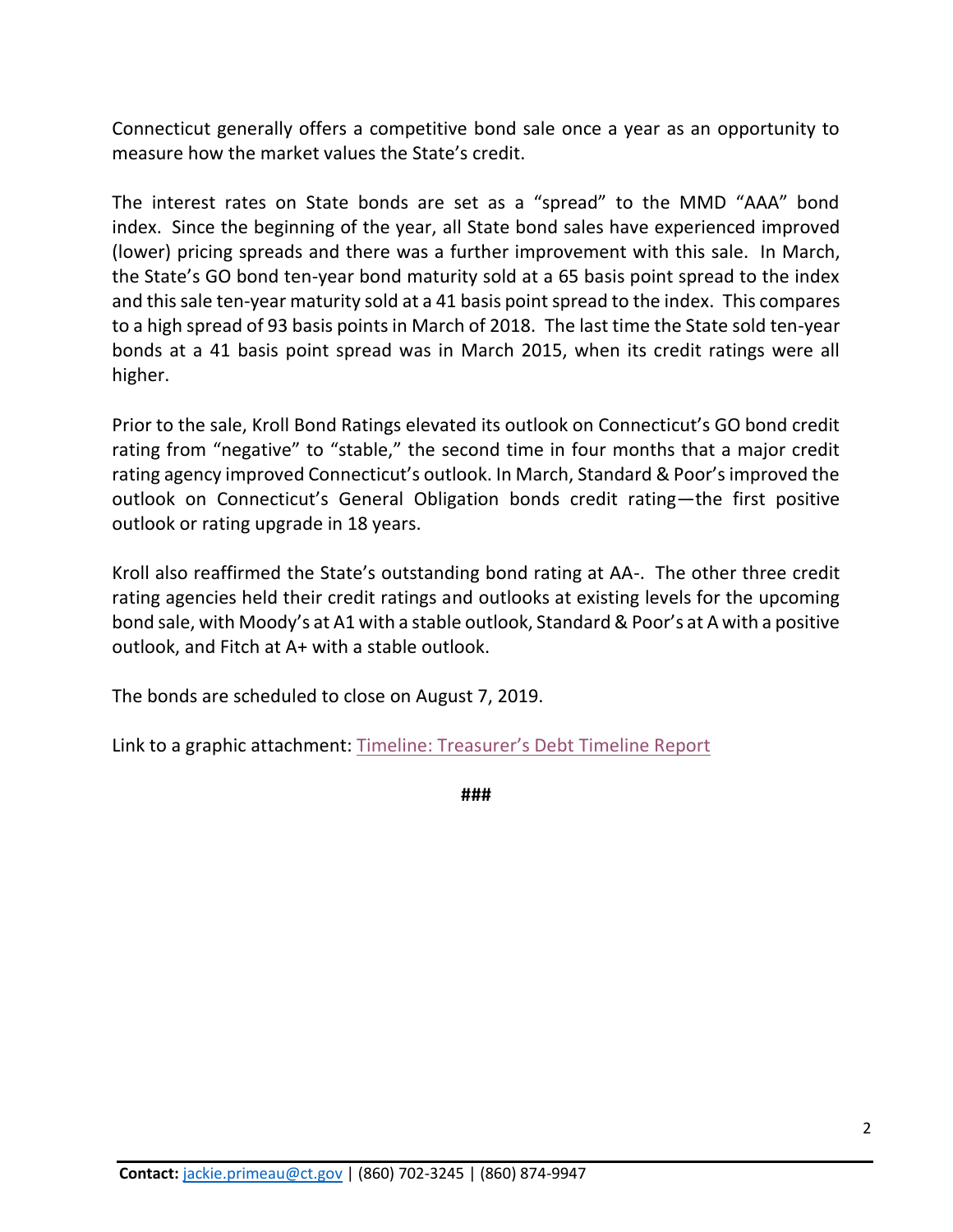Connecticut generally offers a competitive bond sale once a year as an opportunity to measure how the market values the State's credit.

The interest rates on State bonds are set as a "spread" to the MMD "AAA" bond index. Since the beginning of the year, all State bond sales have experienced improved (lower) pricing spreads and there was a further improvement with this sale. In March, the State's GO bond ten-year bond maturity sold at a 65 basis point spread to the index and this sale ten-year maturity sold at a 41 basis point spread to the index. This compares to a high spread of 93 basis points in March of 2018. The last time the State sold ten-year bonds at a 41 basis point spread was in March 2015, when its credit ratings were all higher.

Prior to the sale, Kroll Bond Ratings elevated its outlook on Connecticut's GO bond credit rating from "negative" to "stable," the second time in four months that a major credit rating agency improved Connecticut's outlook. In March, Standard & Poor's improved the outlook on Connecticut's General Obligation bonds credit rating—the first positive outlook or rating upgrade in 18 years.

Kroll also reaffirmed the State's outstanding bond rating at AA-. The other three credit rating agencies held their credit ratings and outlooks at existing levels for the upcoming bond sale, with Moody's at A1 with a stable outlook, Standard & Poor's at A with a positive outlook, and Fitch at A+ with a stable outlook.

The bonds are scheduled to close on August 7, 2019.

Link to a graphic attachment: Timeline: Treasurer's Debt Timeline Report

###

**Contact:** jackie.primeau@ct.gov | (860) 702-3245 | (860) 874-9947